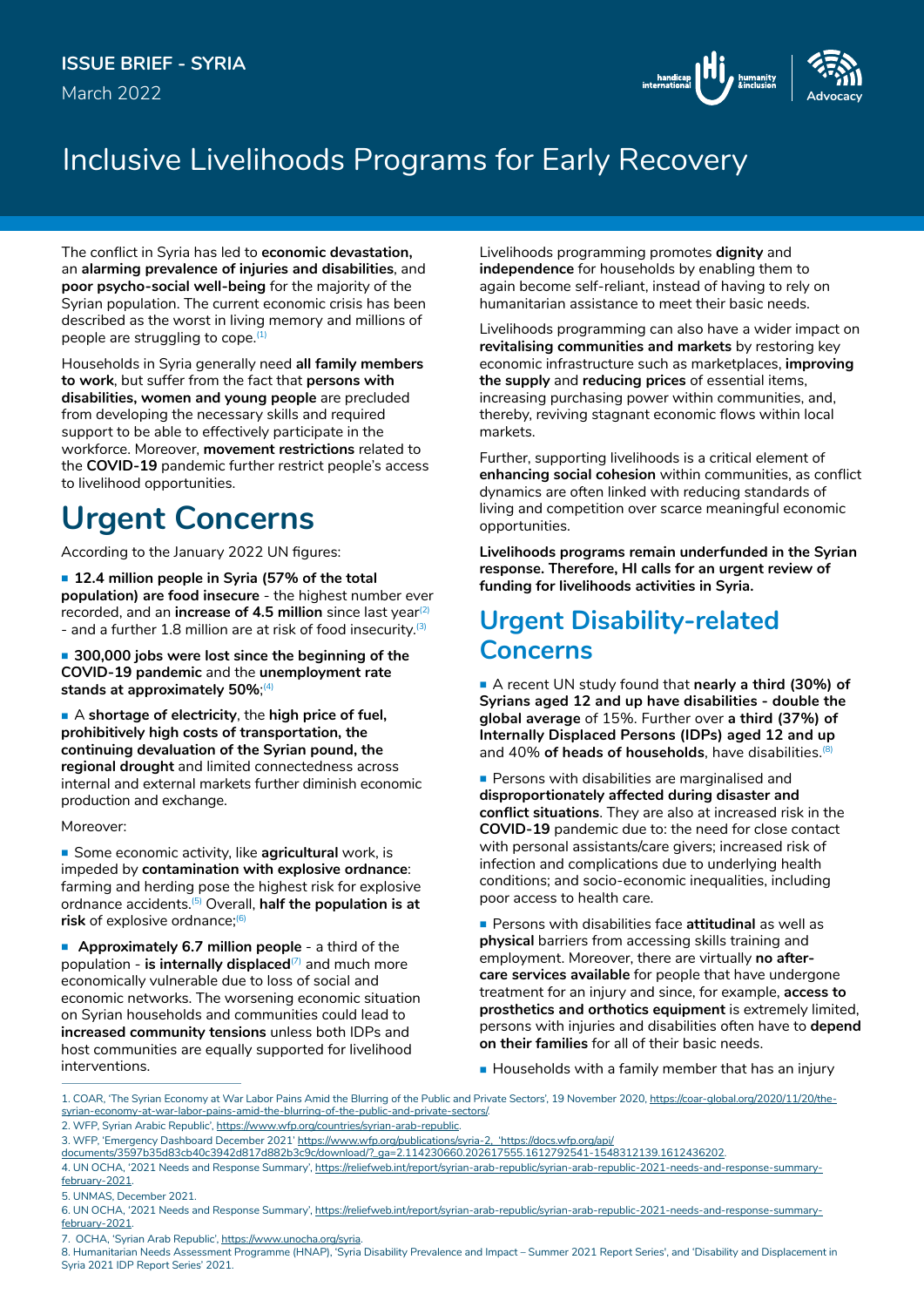ISSUE BRIEF - SYRIA

March 2022

# Inclusive Livelihoods Programs for Early Recovery

The conflict in Syria has led to **economic devastation,** an **alarming prevalence of injuries and disabilities**, and **poor psycho-social well-being** for the majority of the Syrian population. The current economic crisis has been described as the worst in living memory and millions of people are struggling to cope.[1]

Households in Syria generally need **all family members to work**, but suffer from the fact that **persons with disabilities, women and young people** are precluded from developing the necessary skills and required support to be able to effectively participate in the workforce. Moreover, **movement restrictions** related to the **COVID-19** pandemic further restrict people's access to livelihood opportunities.

## Urgent Concerns

According to the January 2022 UN figures:

- **12.4 million people in Syria (57% of the total population) are food insecure** - the highest number ever recorded, and an **increase of 4.5 million** since last year[2] - and a further 1.8 million are at risk of food insecurity.[3]
- **300,000 jobs were lost since the beginning of the COVID-19 pandemic** and the **unemployment rate stands at approximately 50%**;[4]
- A **shortage of electricity**, the **high price of fuel, prohibitively high costs of transportation, the continuing devaluation of the Syrian pound, the regional drought** and limited connectedness across internal and external markets further diminish economic production and exchange.

Moreover:

- Some economic activity, like **agricultural** work, is impeded by **contamination with explosive ordnance**: farming and herding pose the highest risk for explosive ordnance accidents.[5] Overall, **half the population is at risk** of explosive ordnance;[6]
- **Approximately 6.7 million people** - a third of the population - **is internally displaced**[7] and much more economically vulnerable due to loss of social and economic networks. The worsening economic situation on Syrian households and communities could lead to **increased community tensions** unless both IDPs and host communities are equally supported for livelihood interventions.

Livelihoods programming promotes **dignity** and **independence** for households by enabling them to again become self-reliant, instead of having to rely on humanitarian assistance to meet their basic needs.

Livelihoods programming can also have a wider impact on **revitalising communities and markets** by restoring key economic infrastructure such as marketplaces, **improving the supply** and **reducing prices** of essential items, increasing purchasing power within communities, and, thereby, reviving stagnant economic flows within local markets.

Further, supporting livelihoods is a critical element of **enhancing social cohesion** within communities, as conflict dynamics are often linked with reducing standards of living and competition over scarce meaningful economic opportunities.

**Livelihoods programs remain underfunded in the Syrian response. Therefore, HI calls for an urgent review of funding for livelihoods activities in Syria.**

## Urgent Disability-related Concerns

- A recent UN study found that **nearly a third (30%) of Syrians aged 12 and up have disabilities - double the global average** of 15%. Further over **a third (37%) of Internally Displaced Persons (IDPs) aged 12 and up** and 40% **of heads of households**, have disabilities.[8]
- Persons with disabilities are marginalised and **disproportionately affected during disaster and conflict situations**. They are also at increased risk in the **COVID-19** pandemic due to: the need for close contact with personal assistants/care givers; increased risk of infection and complications due to underlying health conditions; and socio-economic inequalities, including poor access to health care.
- Persons with disabilities face **attitudinal** as well as **physical** barriers from accessing skills training and employment. Moreover, there are virtually **no after-care services available** for people that have undergone treatment for an injury and since, for example, **access to prosthetics and orthotics equipment** is extremely limited, persons with injuries and disabilities often have to **depend on their families** for all of their basic needs.
- Households with a family member that has an injury

---

1. COAR, 'The Syrian Economy at War Labor Pains Amid the Blurring of the Public and Private Sectors', 19 November 2020, https://coar-global.org/2020/11/20/the-syrian-economy-at-war-labor-pains-amid-the-blurring-of-the-public-and-private-sectors/.
2. WFP, Syrian Arabic Republic', https://www.wfp.org/countries/syrian-arab-republic.
3. WFP, 'Emergency Dashboard December 2021' https://www.wfp.org/publications/syria-2, 'https://docs.wfp.org/api/documents/3597b35d83cb40c3942d817d882b3c9c/download/?_ga=2.114230660.202617555.1612792541-1548312139.1612436202.
4. UN OCHA, '2021 Needs and Response Summary', https://reliefweb.int/report/syrian-arab-republic/syrian-arab-republic-2021-needs-and-response-summary-february-2021.
5. UNMAS, December 2021.
6. UN OCHA, '2021 Needs and Response Summary', https://reliefweb.int/report/syrian-arab-republic/syrian-arab-republic-2021-needs-and-response-summary-february-2021.
7. OCHA, 'Syrian Arab Republic', https://www.unocha.org/syria.
8. Humanitarian Needs Assessment Programme (HNAP), 'Syria Disability Prevalence and Impact – Summer 2021 Report Series', and 'Disability and Displacement in Syria 2021 IDP Report Series' 2021.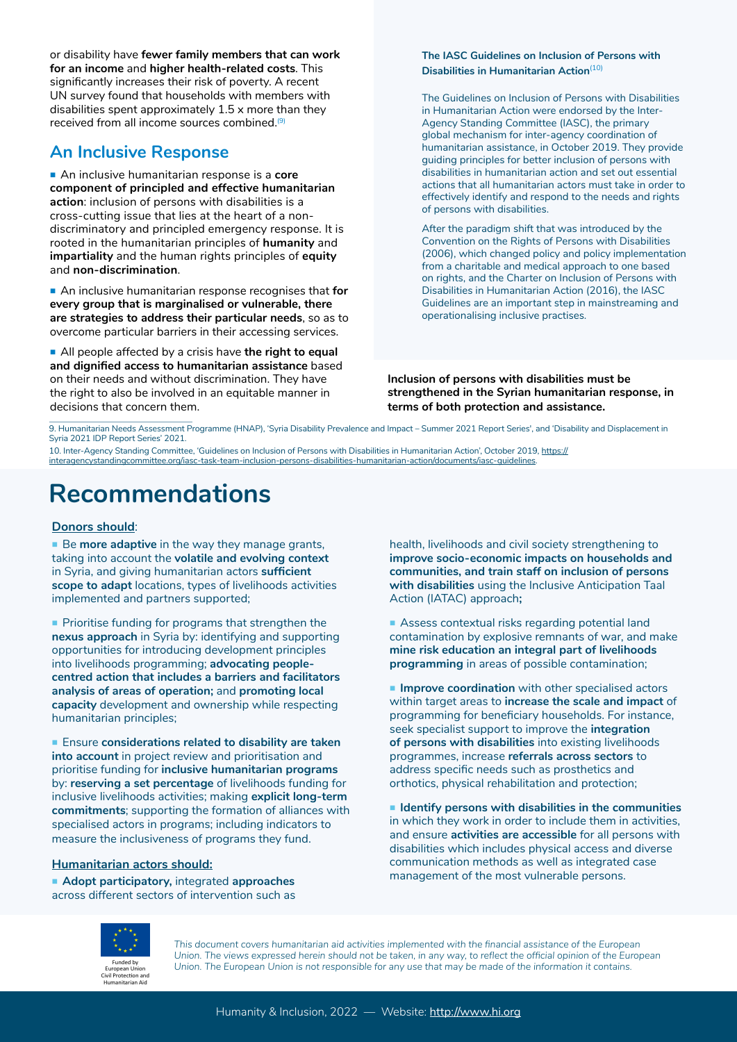or disability have **fewer family members that can work for an income** and **higher health-related costs**. This significantly increases their risk of poverty. A recent UN survey found that households with members with disabilities spent approximately 1.5 x more than they received from all income sources combined.[9]

## An Inclusive Response

- An inclusive humanitarian response is a **core component of principled and effective humanitarian action**: inclusion of persons with disabilities is a cross-cutting issue that lies at the heart of a non-discriminatory and principled emergency response. It is rooted in the humanitarian principles of **humanity** and **impartiality** and the human rights principles of **equity** and **non-discrimination**.
- An inclusive humanitarian response recognises that **for every group that is marginalised or vulnerable, there are strategies to address their particular needs**, so as to overcome particular barriers in their accessing services.
- All people affected by a crisis have **the right to equal and dignified access to humanitarian assistance** based on their needs and without discrimination. They have the right to also be involved in an equitable manner in decisions that concern them.

**The IASC Guidelines on Inclusion of Persons with Disabilities in Humanitarian Action**[10]

The Guidelines on Inclusion of Persons with Disabilities in Humanitarian Action were endorsed by the Inter-Agency Standing Committee (IASC), the primary global mechanism for inter-agency coordination of humanitarian assistance, in October 2019. They provide guiding principles for better inclusion of persons with disabilities in humanitarian action and set out essential actions that all humanitarian actors must take in order to effectively identify and respond to the needs and rights of persons with disabilities.

After the paradigm shift that was introduced by the Convention on the Rights of Persons with Disabilities (2006), which changed policy and policy implementation from a charitable and medical approach to one based on rights, and the Charter on Inclusion of Persons with Disabilities in Humanitarian Action (2016), the IASC Guidelines are an important step in mainstreaming and operationalising inclusive practises.

**Inclusion of persons with disabilities must be strengthened in the Syrian humanitarian response, in terms of both protection and assistance.**

9. Humanitarian Needs Assessment Programme (HNAP), 'Syria Disability Prevalence and Impact – Summer 2021 Report Series', and 'Disability and Displacement in Syria 2021 IDP Report Series' 2021.

10. Inter-Agency Standing Committee, 'Guidelines on Inclusion of Persons with Disabilities in Humanitarian Action', October 2019, https://interagencystandingcommittee.org/iasc-task-team-inclusion-persons-disabilities-humanitarian-action/documents/iasc-guidelines.

# Recommendations

**Donors should**:

- Be **more adaptive** in the way they manage grants, taking into account the **volatile and evolving context** in Syria, and giving humanitarian actors **sufficient scope to adapt** locations, types of livelihoods activities implemented and partners supported;
- Prioritise funding for programs that strengthen the **nexus approach** in Syria by: identifying and supporting opportunities for introducing development principles into livelihoods programming; **advocating people-centred action that includes a barriers and facilitators analysis of areas of operation;** and **promoting local capacity** development and ownership while respecting humanitarian principles;
- Ensure **considerations related to disability are taken into account** in project review and prioritisation and prioritise funding for **inclusive humanitarian programs** by: **reserving a set percentage** of livelihoods funding for inclusive livelihoods activities; making **explicit long-term commitments**; supporting the formation of alliances with specialised actors in programs; including indicators to measure the inclusiveness of programs they fund.

**Humanitarian actors should:**

- **Adopt participatory,** integrated **approaches** across different sectors of intervention such as health, livelihoods and civil society strengthening to **improve socio-economic impacts on households and communities, and train staff on inclusion of persons with disabilities** using the Inclusive Anticipation Taal Action (IATAC) approach**;**
- Assess contextual risks regarding potential land contamination by explosive remnants of war, and make **mine risk education an integral part of livelihoods programming** in areas of possible contamination;
- **Improve coordination** with other specialised actors within target areas to **increase the scale and impact** of programming for beneficiary households. For instance, seek specialist support to improve the **integration of persons with disabilities** into existing livelihoods programmes, increase **referrals across sectors** to address specific needs such as prosthetics and orthotics, physical rehabilitation and protection;
- **Identify persons with disabilities in the communities** in which they work in order to include them in activities, and ensure **activities are accessible** for all persons with disabilities which includes physical access and diverse communication methods as well as integrated case management of the most vulnerable persons.

Funded by European Union Civil Protection and Humanitarian Aid

*This document covers humanitarian aid activities implemented with the financial assistance of the European Union. The views expressed herein should not be taken, in any way, to reflect the official opinion of the European Union. The European Union is not responsible for any use that may be made of the information it contains.*

Humanity & Inclusion, 2022 — Website: http://www.hi.org